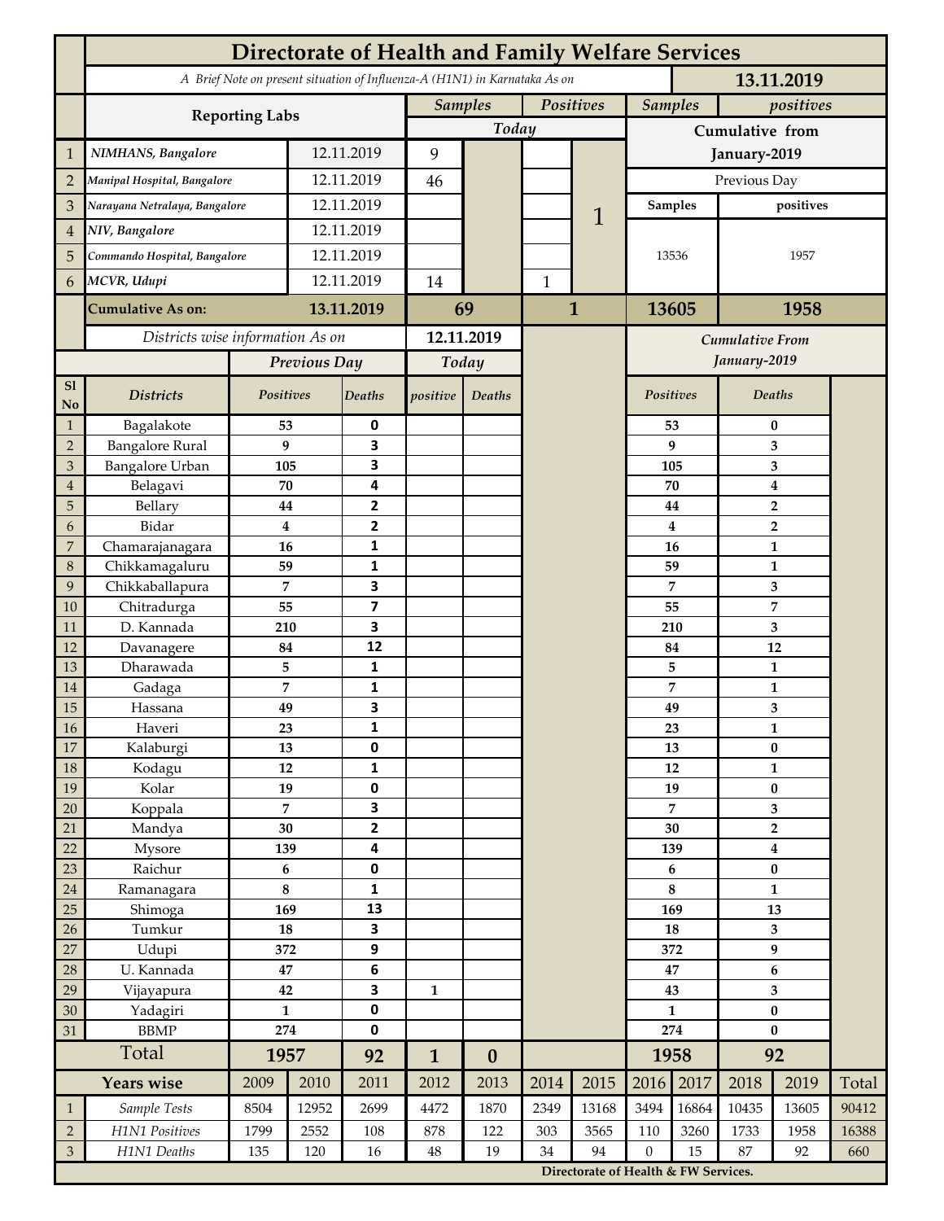# Directorate of Health and Family Welfare Services

*A Brief Note on present situation of Influenza-A (H1N1) in Karnataka As on* **13.11.2019**

| | Reporting Labs | | Samples (Today) | | Positives (Today) | | Samples (Cumulative from January-2019) | positives (Cumulative from January-2019) |
|---|---|---|---|---|---|---|---|---|
| 1 | *NIMHANS, Bangalore* | 12.11.2019 | 9 | | | 1 | Previous Day | |
| 2 | *Manipal Hospital, Bangalore* | 12.11.2019 | 46 | | | | Samples | positives |
| 3 | *Narayana Netralaya, Bangalore* | 12.11.2019 | | | | | 13536 | 1957 |
| 4 | *NIV, Bangalore* | 12.11.2019 | | | | | | |
| 5 | *Commando Hospital, Bangalore* | 12.11.2019 | | | | | | |
| 6 | *MCVR, Udupi* | 12.11.2019 | 14 | | 1 | | | |
| | **Cumulative As on:** | **13.11.2019** | **69** | | **1** | | **13605** | **1958** |

*Districts wise information As on* **12.11.2019**

| Sl No | Districts | Previous Day Positives | Previous Day Deaths | Today positive | Today Deaths | Cumulative From January-2019 Positives | Cumulative From January-2019 Deaths |
|---|---|---|---|---|---|---|---|
| 1 | Bagalakote | 53 | 0 | | | 53 | 0 |
| 2 | Bangalore Rural | 9 | 3 | | | 9 | 3 |
| 3 | Bangalore Urban | 105 | 3 | | | 105 | 3 |
| 4 | Belagavi | 70 | 4 | | | 70 | 4 |
| 5 | Bellary | 44 | 2 | | | 44 | 2 |
| 6 | Bidar | 4 | 2 | | | 4 | 2 |
| 7 | Chamarajanagara | 16 | 1 | | | 16 | 1 |
| 8 | Chikkamagaluru | 59 | 1 | | | 59 | 1 |
| 9 | Chikkaballapura | 7 | 3 | | | 7 | 3 |
| 10 | Chitradurga | 55 | 7 | | | 55 | 7 |
| 11 | D. Kannada | 210 | 3 | | | 210 | 3 |
| 12 | Davanagere | 84 | 12 | | | 84 | 12 |
| 13 | Dharawada | 5 | 1 | | | 5 | 1 |
| 14 | Gadaga | 7 | 1 | | | 7 | 1 |
| 15 | Hassana | 49 | 3 | | | 49 | 3 |
| 16 | Haveri | 23 | 1 | | | 23 | 1 |
| 17 | Kalaburgi | 13 | 0 | | | 13 | 0 |
| 18 | Kodagu | 12 | 1 | | | 12 | 1 |
| 19 | Kolar | 19 | 0 | | | 19 | 0 |
| 20 | Koppala | 7 | 3 | | | 7 | 3 |
| 21 | Mandya | 30 | 2 | | | 30 | 2 |
| 22 | Mysore | 139 | 4 | | | 139 | 4 |
| 23 | Raichur | 6 | 0 | | | 6 | 0 |
| 24 | Ramanagara | 8 | 1 | | | 8 | 1 |
| 25 | Shimoga | 169 | 13 | | | 169 | 13 |
| 26 | Tumkur | 18 | 3 | | | 18 | 3 |
| 27 | Udupi | 372 | 9 | | | 372 | 9 |
| 28 | U. Kannada | 47 | 6 | | | 47 | 6 |
| 29 | Vijayapura | 42 | 3 | 1 | | 43 | 3 |
| 30 | Yadagiri | 1 | 0 | | | 1 | 0 |
| 31 | BBMP | 274 | 0 | | | 274 | 0 |
| | **Total** | **1957** | **92** | **1** | **0** | **1958** | **92** |

| | Years wise | 2009 | 2010 | 2011 | 2012 | 2013 | 2014 | 2015 | 2016 | 2017 | 2018 | 2019 | Total |
|---|---|---|---|---|---|---|---|---|---|---|---|---|---|
| 1 | *Sample Tests* | 8504 | 12952 | 2699 | 4472 | 1870 | 2349 | 13168 | 3494 | 16864 | 10435 | 13605 | 90412 |
| 2 | *H1N1 Positives* | 1799 | 2552 | 108 | 878 | 122 | 303 | 3565 | 110 | 3260 | 1733 | 1958 | 16388 |
| 3 | *H1N1 Deaths* | 135 | 120 | 16 | 48 | 19 | 34 | 94 | 0 | 15 | 87 | 92 | 660 |

**Directorate of Health & FW Services.**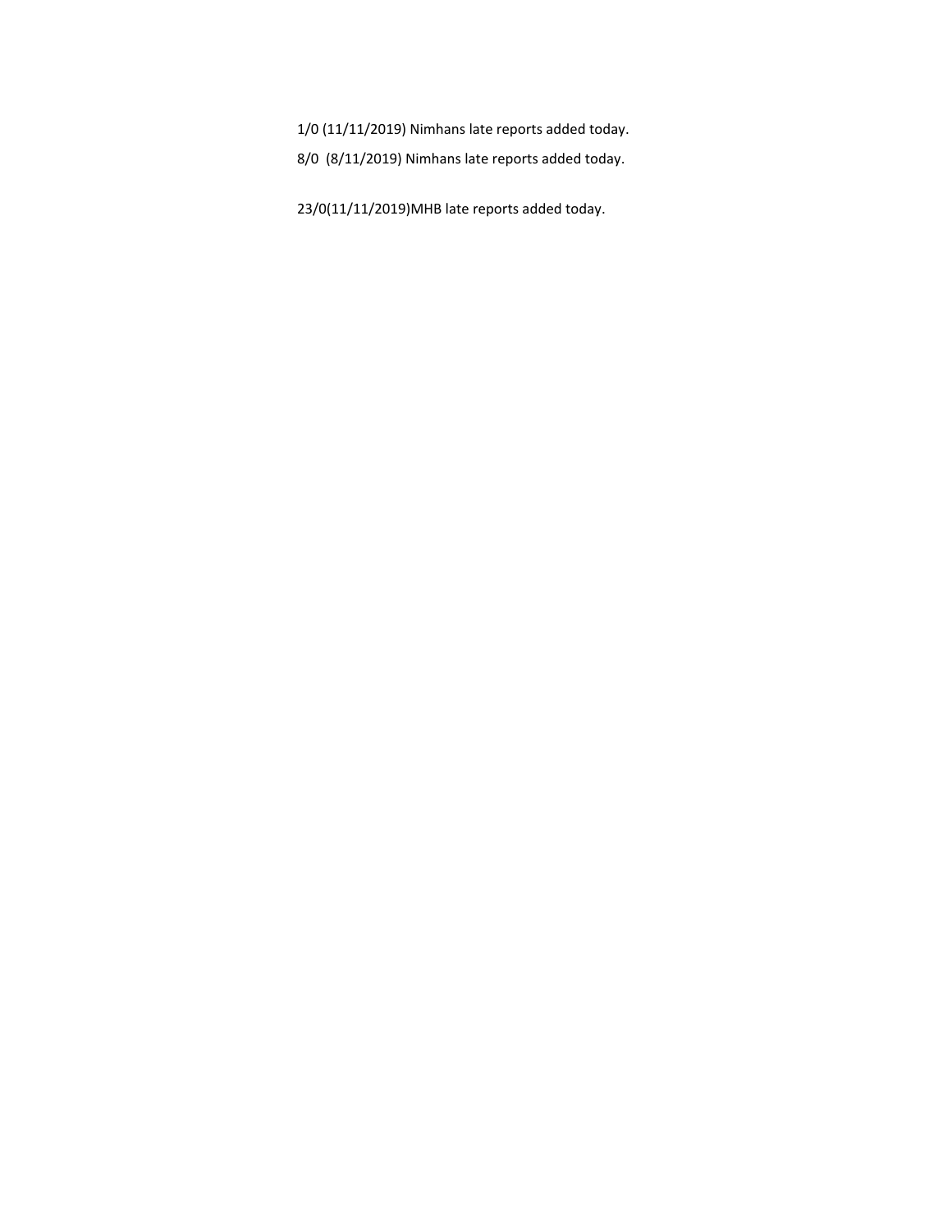1/0 (11/11/2019) Nimhans late reports added today.

8/0 (8/11/2019) Nimhans late reports added today.

23/0(11/11/2019)MHB late reports added today.